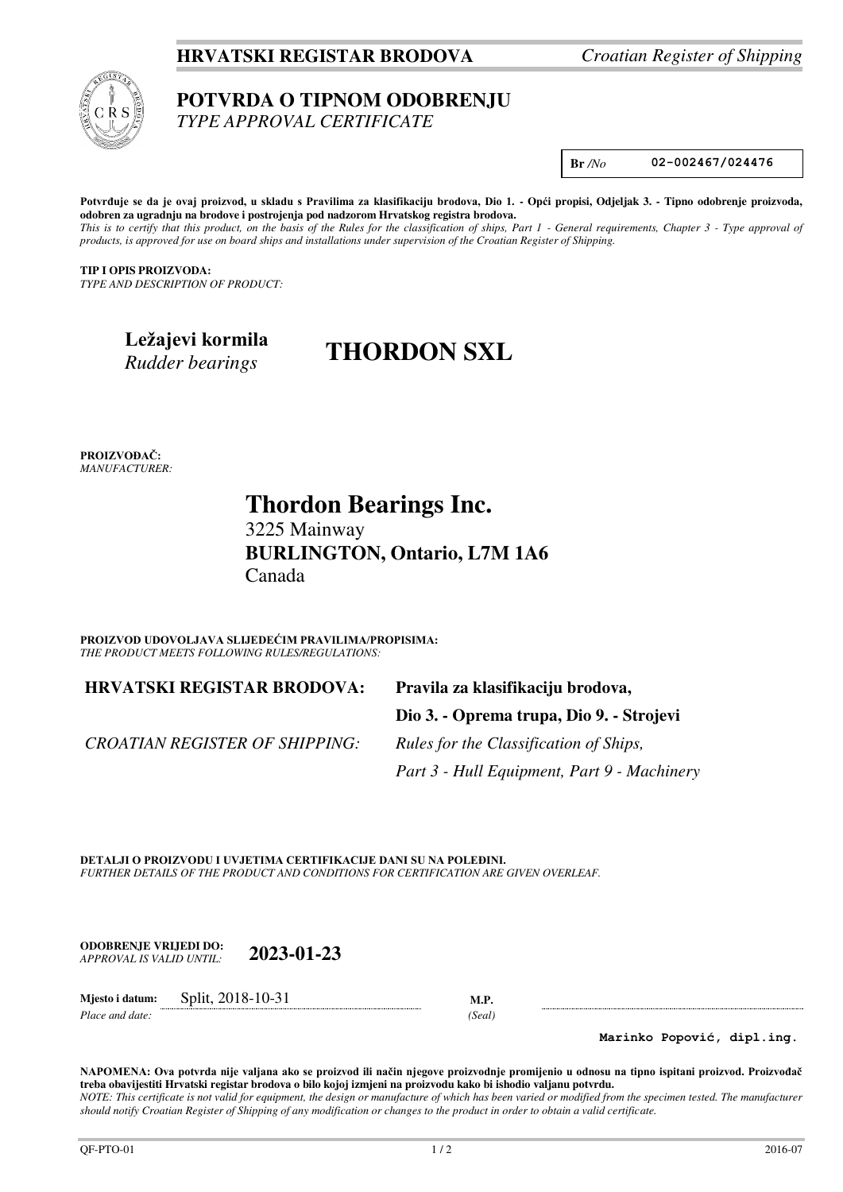**HRVATSKI REGISTAR BRODOVA** *Croatian Register of Shipping*

# POTVRDA O TIPNOM ODOBRENJU
*TYPE APPROVAL CERTIFICATE*

**Br** */No* **02-002467/024476**

**Potvrđuje se da je ovaj proizvod, u skladu s Pravilima za klasifikaciju brodova, Dio 1. - Opći propisi, Odjeljak 3. - Tipno odobrenje proizvoda, odobren za ugradnju na brodove i postrojenja pod nadzorom Hrvatskog registra brodova.**
*This is to certify that this product, on the basis of the Rules for the classification of ships, Part 1 - General requirements, Chapter 3 - Type approval of products, is approved for use on board ships and installations under supervision of the Croatian Register of Shipping.*

**TIP I OPIS PROIZVODA:**
*TYPE AND DESCRIPTION OF PRODUCT:*

**Ležajevi kormila**
*Rudder bearings*

## THORDON SXL

**PROIZVOĐAČ:**
*MANUFACTURER:*

**Thordon Bearings Inc.**
3225 Mainway
**BURLINGTON, Ontario, L7M 1A6**
Canada

**PROIZVOD UDOVOLJAVA SLIJEDEĆIM PRAVILIMA/PROPISIMA:**
*THE PRODUCT MEETS FOLLOWING RULES/REGULATIONS:*

| | |
|---|---|
| **HRVATSKI REGISTAR BRODOVA:** | **Pravila za klasifikaciju brodova,** |
| | **Dio 3. - Oprema trupa, Dio 9. - Strojevi** |
| *CROATIAN REGISTER OF SHIPPING:* | *Rules for the Classification of Ships,* |
| | *Part 3 - Hull Equipment, Part 9 - Machinery* |

**DETALJI O PROIZVODU I UVJETIMA CERTIFIKACIJE DANI SU NA POLEĐINI.**
*FURTHER DETAILS OF THE PRODUCT AND CONDITIONS FOR CERTIFICATION ARE GIVEN OVERLEAF.*

**ODOBRENJE VRIJEDI DO:** *APPROVAL IS VALID UNTIL:* **2023-01-23**

**Mjesto i datum:** *Place and date:* Split, 2018-10-31

**M.P.** *(Seal)*

**Marinko Popović, dipl.ing.**

**NAPOMENA: Ova potvrda nije valjana ako se proizvod ili način njegove proizvodnje promijenio u odnosu na tipno ispitani proizvod. Proizvođač treba obavijestiti Hrvatski registar brodova o bilo kojoj izmjeni na proizvodu kako bi ishodio valjanu potvrdu.**
*NOTE: This certificate is not valid for equipment, the design or manufacture of which has been varied or modified from the specimen tested. The manufacturer should notify Croatian Register of Shipping of any modification or changes to the product in order to obtain a valid certificate.*

QF-PTO-01 2016-07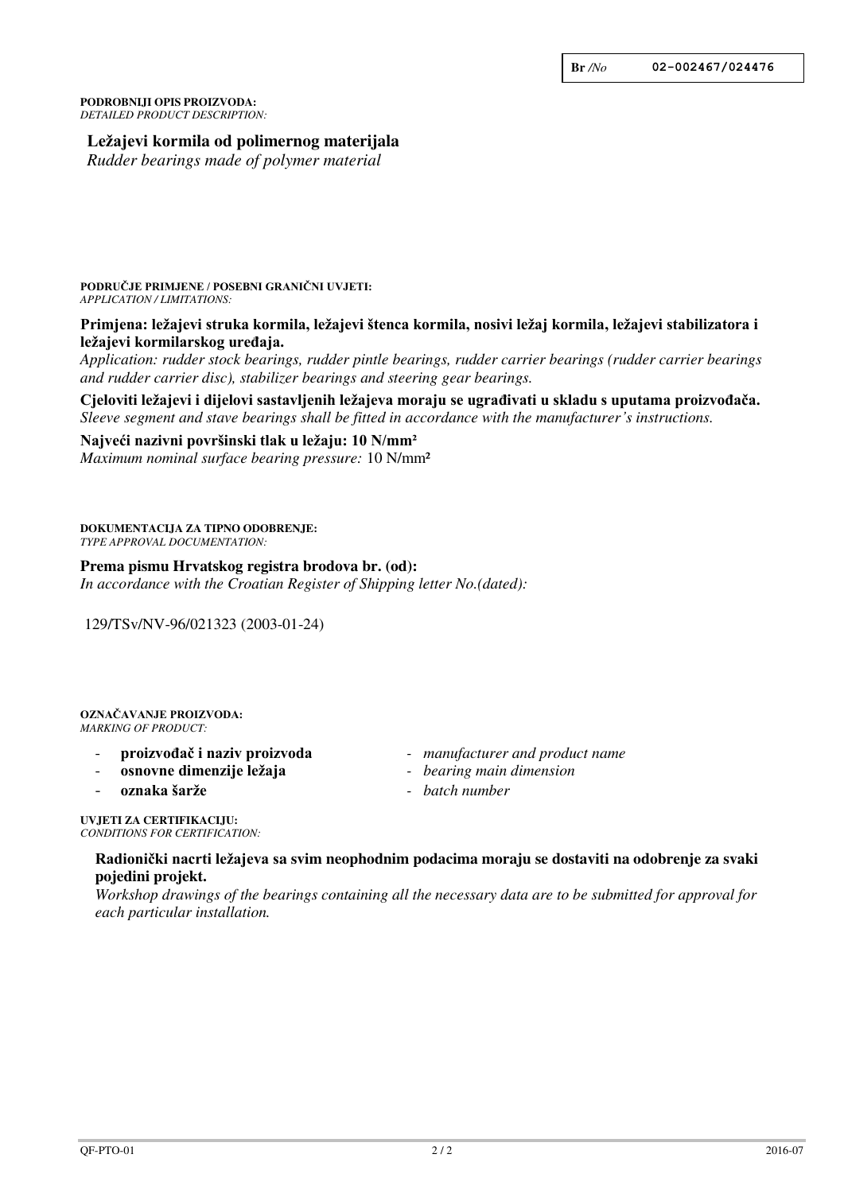**Br** *No* **02-002467/024476**

**PODROBNIJI OPIS PROIZVODA:**
*DETAILED PRODUCT DESCRIPTION:*

**Ležajevi kormila od polimernog materijala**
*Rudder bearings made of polymer material*

**PODRUČJE PRIMJENE / POSEBNI GRANIČNI UVJETI:**
*APPLICATION / LIMITATIONS:*

**Primjena: ležajevi struka kormila, ležajevi štenca kormila, nosivi ležaj kormila, ležajevi stabilizatora i ležajevi kormilarskog uređaja.**
*Application: rudder stock bearings, rudder pintle bearings, rudder carrier bearings (rudder carrier bearings and rudder carrier disc), stabilizer bearings and steering gear bearings.*

**Cjeloviti ležajevi i dijelovi sastavljenih ležajeva moraju se ugrađivati u skladu s uputama proizvođača.**
*Sleeve segment and stave bearings shall be fitted in accordance with the manufacturer's instructions.*

**Najveći nazivni površinski tlak u ležaju: 10 N/mm²**
*Maximum nominal surface bearing pressure:* 10 N/mm²

**DOKUMENTACIJA ZA TIPNO ODOBRENJE:**
*TYPE APPROVAL DOCUMENTATION:*

**Prema pismu Hrvatskog registra brodova br. (od):**
*In accordance with the Croatian Register of Shipping letter No.(dated):*

129/TSv/NV-96/021323 (2003-01-24)

**OZNAČAVANJE PROIZVODA:**
*MARKING OF PRODUCT:*

- **proizvođač i naziv proizvoda** - *manufacturer and product name*
- **osnovne dimenzije ležaja** - *bearing main dimension*
- **oznaka šarže** - *batch number*

**UVJETI ZA CERTIFIKACIJU:**
*CONDITIONS FOR CERTIFICATION:*

**Radionički nacrti ležajeva sa svim neophodnim podacima moraju se dostaviti na odobrenje za svaki pojedini projekt.**
*Workshop drawings of the bearings containing all the necessary data are to be submitted for approval for each particular installation.*

QF-PTO-01 2016-07